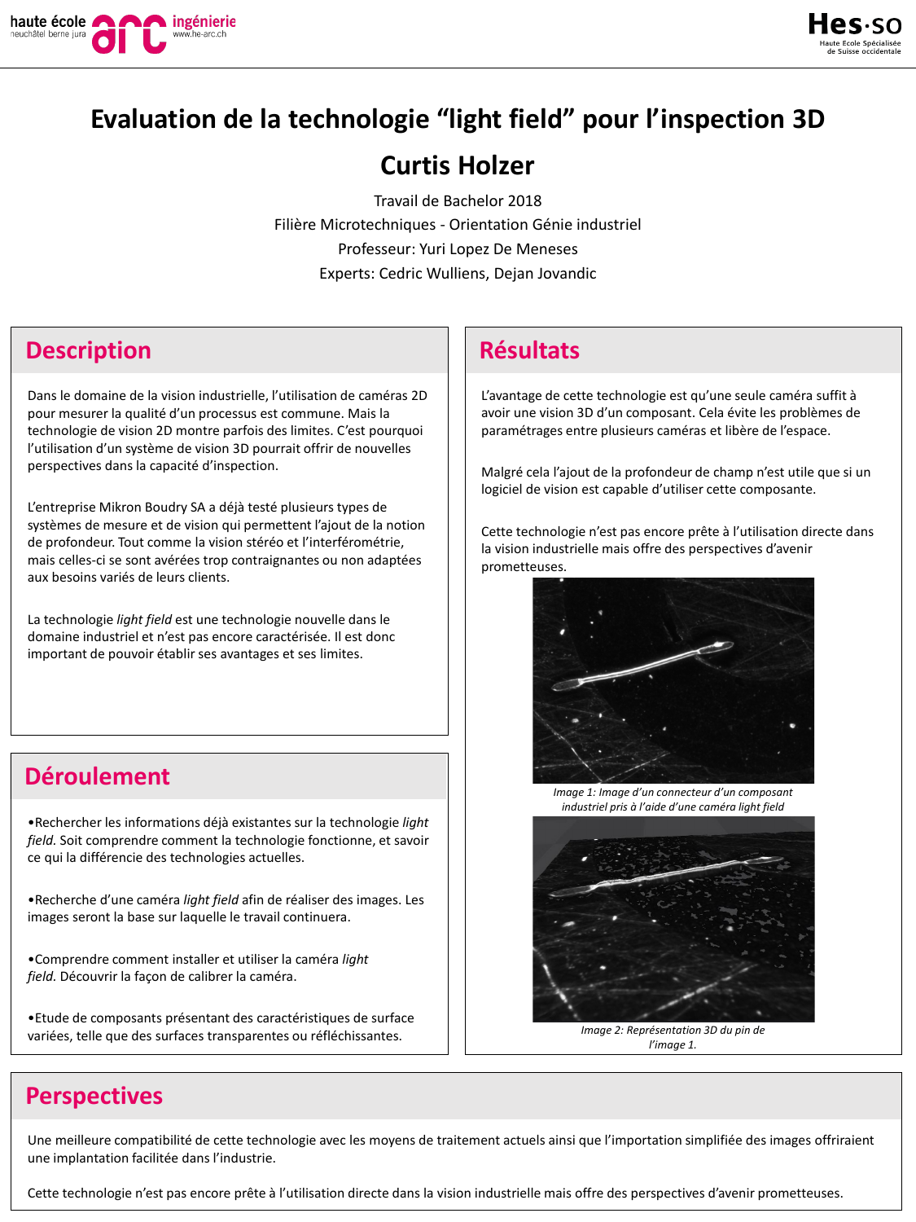# Evaluation de la technologie “light field” pour l’inspection 3D

## Curtis Holzer

Travail de Bachelor 2018

Filière Microtechniques - Orientation Génie industriel

Professeur: Yuri Lopez De Meneses

Experts: Cedric Wulliens, Dejan Jovandic

## Description

Dans le domaine de la vision industrielle, l’utilisation de caméras 2D pour mesurer la qualité d’un processus est commune. Mais la technologie de vision 2D montre parfois des limites. C’est pourquoi l’utilisation d’un système de vision 3D pourrait offrir de nouvelles perspectives dans la capacité d’inspection.

L’entreprise Mikron Boudry SA a déjà testé plusieurs types de systèmes de mesure et de vision qui permettent l’ajout de la notion de profondeur. Tout comme la vision stéréo et l’interférométrie, mais celles-ci se sont avérées trop contraignantes ou non adaptées aux besoins variés de leurs clients.

La technologie *light field* est une technologie nouvelle dans le domaine industriel et n’est pas encore caractérisée. Il est donc important de pouvoir établir ses avantages et ses limites.

## Déroulement

•Rechercher les informations déjà existantes sur la technologie *light field*. Soit comprendre comment la technologie fonctionne, et savoir ce qui la différencie des technologies actuelles.

•Recherche d’une caméra *light field* afin de réaliser des images. Les images seront la base sur laquelle le travail continuera.

•Comprendre comment installer et utiliser la caméra *light field*. Découvrir la façon de calibrer la caméra.

•Etude de composants présentant des caractéristiques de surface variées, telle que des surfaces transparentes ou réfléchissantes.

## Résultats

L’avantage de cette technologie est qu’une seule caméra suffit à avoir une vision 3D d’un composant. Cela évite les problèmes de paramétrages entre plusieurs caméras et libère de l’espace.

Malgré cela l’ajout de la profondeur de champ n’est utile que si un logiciel de vision est capable d’utiliser cette composante.

Cette technologie n’est pas encore prête à l’utilisation directe dans la vision industrielle mais offre des perspectives d’avenir prometteuses.

*Image 1: Image d’un connecteur d’un composant industriel pris à l’aide d’une caméra light field*

*Image 2: Représentation 3D du pin de l’image 1.*

## Perspectives

Une meilleure compatibilité de cette technologie avec les moyens de traitement actuels ainsi que l’importation simplifiée des images offriraient une implantation facilitée dans l’industrie.

Cette technologie n’est pas encore prête à l’utilisation directe dans la vision industrielle mais offre des perspectives d’avenir prometteuses.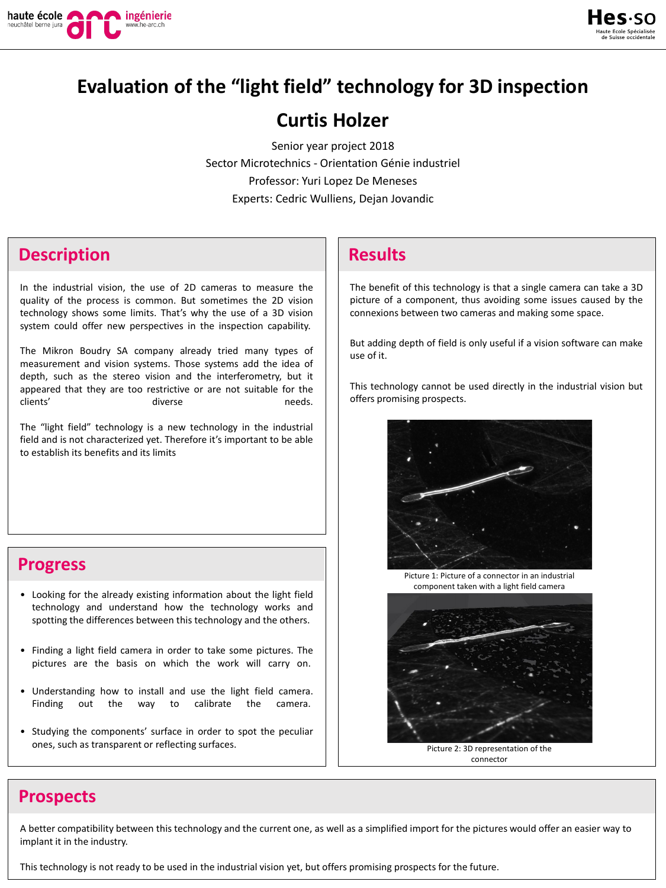# Evaluation of the "light field" technology for 3D inspection

## Curtis Holzer

Senior year project 2018

Sector Microtechnics - Orientation Génie industriel

Professor: Yuri Lopez De Meneses

Experts: Cedric Wulliens, Dejan Jovandic

## Description

In the industrial vision, the use of 2D cameras to measure the quality of the process is common. But sometimes the 2D vision technology shows some limits. That's why the use of a 3D vision system could offer new perspectives in the inspection capability.

The Mikron Boudry SA company already tried many types of measurement and vision systems. Those systems add the idea of depth, such as the stereo vision and the interferometry, but it appeared that they are too restrictive or are not suitable for the clients' diverse needs.

The "light field" technology is a new technology in the industrial field and is not characterized yet. Therefore it's important to be able to establish its benefits and its limits

## Progress

- Looking for the already existing information about the light field technology and understand how the technology works and spotting the differences between this technology and the others.
- Finding a light field camera in order to take some pictures. The pictures are the basis on which the work will carry on.
- Understanding how to install and use the light field camera. Finding out the way to calibrate the camera.
- Studying the components' surface in order to spot the peculiar ones, such as transparent or reflecting surfaces.

## Results

The benefit of this technology is that a single camera can take a 3D picture of a component, thus avoiding some issues caused by the connexions between two cameras and making some space.

But adding depth of field is only useful if a vision software can make use of it.

This technology cannot be used directly in the industrial vision but offers promising prospects.

Picture 1: Picture of a connector in an industrial component taken with a light field camera

Picture 2: 3D representation of the connector

## Prospects

A better compatibility between this technology and the current one, as well as a simplified import for the pictures would offer an easier way to implant it in the industry.

This technology is not ready to be used in the industrial vision yet, but offers promising prospects for the future.